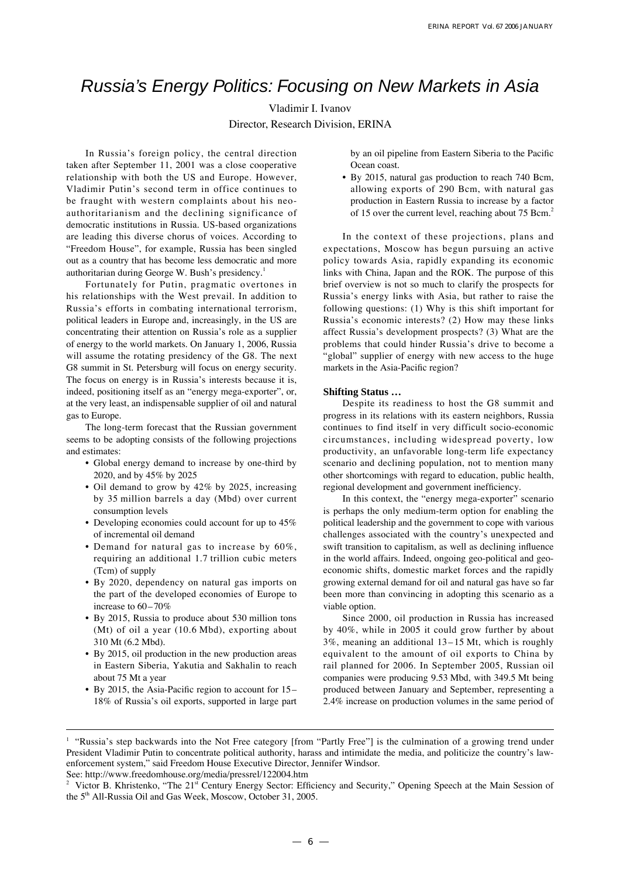# Russia's Energy Politics: Focusing on New Markets in Asia

Vladimir I. Ivanov

Director, Research Division, ERINA

In Russia's foreign policy, the central direction taken after September 11, 2001 was a close cooperative relationship with both the US and Europe. However, Vladimir Putin's second term in office continues to be fraught with western complaints about his neo-authoritarianism and the declining significance of democratic institutions in Russia. US-based organizations are leading this diverse chorus of voices. According to "Freedom House", for example, Russia has been singled out as a country that has become less democratic and more authoritarian during George W. Bush's presidency.[1]

Fortunately for Putin, pragmatic overtones in his relationships with the West prevail. In addition to Russia's efforts in combating international terrorism, political leaders in Europe and, increasingly, in the US are concentrating their attention on Russia's role as a supplier of energy to the world markets. On January 1, 2006, Russia will assume the rotating presidency of the G8. The next G8 summit in St. Petersburg will focus on energy security. The focus on energy is in Russia's interests because it is, indeed, positioning itself as an "energy mega-exporter", or, at the very least, an indispensable supplier of oil and natural gas to Europe.

The long-term forecast that the Russian government seems to be adopting consists of the following projections and estimates:

- Global energy demand to increase by one-third by 2020, and by 45% by 2025
- Oil demand to grow by 42% by 2025, increasing by 35 million barrels a day (Mbd) over current consumption levels
- Developing economies could account for up to 45% of incremental oil demand
- Demand for natural gas to increase by 60%, requiring an additional 1.7 trillion cubic meters (Tcm) of supply
- By 2020, dependency on natural gas imports on the part of the developed economies of Europe to increase to 60–70%
- By 2015, Russia to produce about 530 million tons (Mt) of oil a year (10.6 Mbd), exporting about 310 Mt (6.2 Mbd).
- By 2015, oil production in the new production areas in Eastern Siberia, Yakutia and Sakhalin to reach about 75 Mt a year
- By 2015, the Asia-Pacific region to account for 15–18% of Russia's oil exports, supported in large part by an oil pipeline from Eastern Siberia to the Pacific Ocean coast.
- By 2015, natural gas production to reach 740 Bcm, allowing exports of 290 Bcm, with natural gas production in Eastern Russia to increase by a factor of 15 over the current level, reaching about 75 Bcm.[2]

In the context of these projections, plans and expectations, Moscow has begun pursuing an active policy towards Asia, rapidly expanding its economic links with China, Japan and the ROK. The purpose of this brief overview is not so much to clarify the prospects for Russia's energy links with Asia, but rather to raise the following questions: (1) Why is this shift important for Russia's economic interests? (2) How may these links affect Russia's development prospects? (3) What are the problems that could hinder Russia's drive to become a "global" supplier of energy with new access to the huge markets in the Asia-Pacific region?

### Shifting Status …

Despite its readiness to host the G8 summit and progress in its relations with its eastern neighbors, Russia continues to find itself in very difficult socio-economic circumstances, including widespread poverty, low productivity, an unfavorable long-term life expectancy scenario and declining population, not to mention many other shortcomings with regard to education, public health, regional development and government inefficiency.

In this context, the "energy mega-exporter" scenario is perhaps the only medium-term option for enabling the political leadership and the government to cope with various challenges associated with the country's unexpected and swift transition to capitalism, as well as declining influence in the world affairs. Indeed, ongoing geo-political and geo-economic shifts, domestic market forces and the rapidly growing external demand for oil and natural gas have so far been more than convincing in adopting this scenario as a viable option.

Since 2000, oil production in Russia has increased by 40%, while in 2005 it could grow further by about 3%, meaning an additional 13–15 Mt, which is roughly equivalent to the amount of oil exports to China by rail planned for 2006. In September 2005, Russian oil companies were producing 9.53 Mbd, with 349.5 Mt being produced between January and September, representing a 2.4% increase on production volumes in the same period of

---

[1] "Russia's step backwards into the Not Free category [from "Partly Free"] is the culmination of a growing trend under President Vladimir Putin to concentrate political authority, harass and intimidate the media, and politicize the country's law-enforcement system," said Freedom House Executive Director, Jennifer Windsor.
See: http://www.freedomhouse.org/media/pressrel/122004.htm

[2] Victor B. Khristenko, "The 21st Century Energy Sector: Efficiency and Security," Opening Speech at the Main Session of the 5th All-Russia Oil and Gas Week, Moscow, October 31, 2005.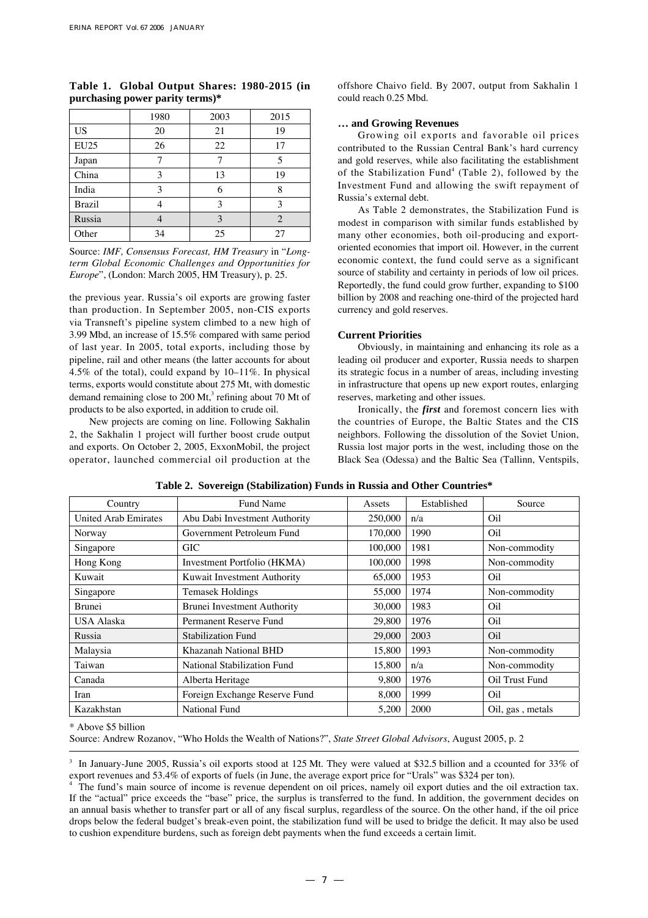**Table 1. Global Output Shares: 1980-2015 (in purchasing power parity terms)***

| | 1980 | 2003 | 2015 |
|---|---|---|---|
| US | 20 | 21 | 19 |
| EU25 | 26 | 22 | 17 |
| Japan | 7 | 7 | 5 |
| China | 3 | 13 | 19 |
| India | 3 | 6 | 8 |
| Brazil | 4 | 3 | 3 |
| Russia | 4 | 3 | 2 |
| Other | 34 | 25 | 27 |

Source: *IMF, Consensus Forecast, HM Treasury* in "*Long-term Global Economic Challenges and Opportunities for Europe*", (London: March 2005, HM Treasury), p. 25.

the previous year. Russia's oil exports are growing faster than production. In September 2005, non-CIS exports via Transneft's pipeline system climbed to a new high of 3.99 Mbd, an increase of 15.5% compared with same period of last year. In 2005, total exports, including those by pipeline, rail and other means (the latter accounts for about 4.5% of the total), could expand by 10–11%. In physical terms, exports would constitute about 275 Mt, with domestic demand remaining close to 200 Mt,[3] refining about 70 Mt of products to be also exported, in addition to crude oil.

New projects are coming on line. Following Sakhalin 2, the Sakhalin 1 project will further boost crude output and exports. On October 2, 2005, ExxonMobil, the project operator, launched commercial oil production at the offshore Chaivo field. By 2007, output from Sakhalin 1 could reach 0.25 Mbd.

### … and Growing Revenues

Growing oil exports and favorable oil prices contributed to the Russian Central Bank's hard currency and gold reserves, while also facilitating the establishment of the Stabilization Fund[4] (Table 2), followed by the Investment Fund and allowing the swift repayment of Russia's external debt.

As Table 2 demonstrates, the Stabilization Fund is modest in comparison with similar funds established by many other economies, both oil-producing and export-oriented economies that import oil. However, in the current economic context, the fund could serve as a significant source of stability and certainty in periods of low oil prices. Reportedly, the fund could grow further, expanding to $100 billion by 2008 and reaching one-third of the projected hard currency and gold reserves.

### Current Priorities

Obviously, in maintaining and enhancing its role as a leading oil producer and exporter, Russia needs to sharpen its strategic focus in a number of areas, including investing in infrastructure that opens up new export routes, enlarging reserves, marketing and other issues.

Ironically, the ***first*** and foremost concern lies with the countries of Europe, the Baltic States and the CIS neighbors. Following the dissolution of the Soviet Union, Russia lost major ports in the west, including those on the Black Sea (Odessa) and the Baltic Sea (Tallinn, Ventspils,

**Table 2. Sovereign (Stabilization) Funds in Russia and Other Countries***

| Country | Fund Name | Assets | Established | Source |
|---|---|---|---|---|
| United Arab Emirates | Abu Dabi Investment Authority | 250,000 | n/a | Oil |
| Norway | Government Petroleum Fund | 170,000 | 1990 | Oil |
| Singapore | GIC | 100,000 | 1981 | Non-commodity |
| Hong Kong | Investment Portfolio (HKMA) | 100,000 | 1998 | Non-commodity |
| Kuwait | Kuwait Investment Authority | 65,000 | 1953 | Oil |
| Singapore | Temasek Holdings | 55,000 | 1974 | Non-commodity |
| Brunei | Brunei Investment Authority | 30,000 | 1983 | Oil |
| USA Alaska | Permanent Reserve Fund | 29,800 | 1976 | Oil |
| Russia | Stabilization Fund | 29,000 | 2003 | Oil |
| Malaysia | Khazanah National BHD | 15,800 | 1993 | Non-commodity |
| Taiwan | National Stabilization Fund | 15,800 | n/a | Non-commodity |
| Canada | Alberta Heritage | 9,800 | 1976 | Oil Trust Fund |
| Iran | Foreign Exchange Reserve Fund | 8,000 | 1999 | Oil |
| Kazakhstan | National Fund | 5,200 | 2000 | Oil, gas , metals |

\* Above $5 billion

Source: Andrew Rozanov, "Who Holds the Wealth of Nations?", *State Street Global Advisors*, August 2005, p. 2

[3] In January-June 2005, Russia's oil exports stood at 125 Mt. They were valued at $32.5 billion and a ccounted for 33% of export revenues and 53.4% of exports of fuels (in June, the average export price for "Urals" was $324 per ton).

[4] The fund's main source of income is revenue dependent on oil prices, namely oil export duties and the oil extraction tax. If the "actual" price exceeds the "base" price, the surplus is transferred to the fund. In addition, the government decides on an annual basis whether to transfer part or all of any fiscal surplus, regardless of the source. On the other hand, if the oil price drops below the federal budget's break-even point, the stabilization fund will be used to bridge the deficit. It may also be used to cushion expenditure burdens, such as foreign debt payments when the fund exceeds a certain limit.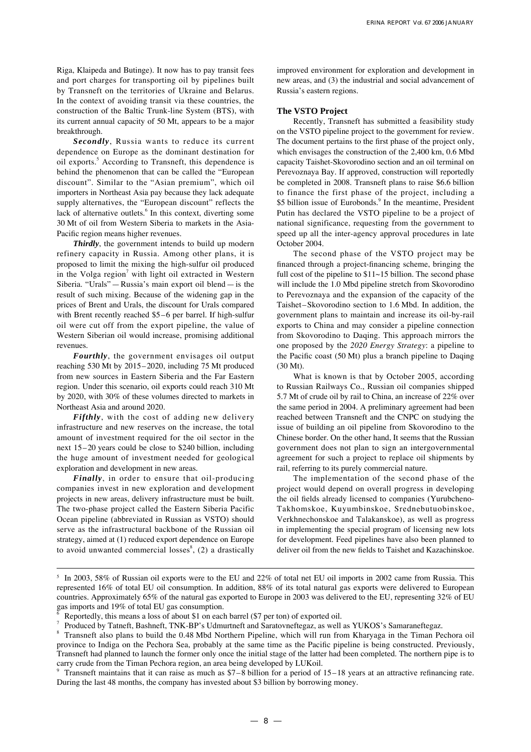Riga, Klaipeda and Butinge). It now has to pay transit fees and port charges for transporting oil by pipelines built by Transneft on the territories of Ukraine and Belarus. In the context of avoiding transit via these countries, the construction of the Baltic Trunk-line System (BTS), with its current annual capacity of 50 Mt, appears to be a major breakthrough.

***Secondly***, Russia wants to reduce its current dependence on Europe as the dominant destination for oil exports.[5] According to Transneft, this dependence is behind the phenomenon that can be called the "European discount". Similar to the "Asian premium", which oil importers in Northeast Asia pay because they lack adequate supply alternatives, the "European discount" reflects the lack of alternative outlets.[6] In this context, diverting some 30 Mt of oil from Western Siberia to markets in the Asia-Pacific region means higher revenues.

***Thirdly***, the government intends to build up modern refinery capacity in Russia. Among other plans, it is proposed to limit the mixing the high-sulfur oil produced in the Volga region[7] with light oil extracted in Western Siberia. "Urals" — Russia's main export oil blend — is the result of such mixing. Because of the widening gap in the prices of Brent and Urals, the discount for Urals compared with Brent recently reached $5–6 per barrel. If high-sulfur oil were cut off from the export pipeline, the value of Western Siberian oil would increase, promising additional revenues.

***Fourthly***, the government envisages oil output reaching 530 Mt by 2015–2020, including 75 Mt produced from new sources in Eastern Siberia and the Far Eastern region. Under this scenario, oil exports could reach 310 Mt by 2020, with 30% of these volumes directed to markets in Northeast Asia and around 2020.

***Fifthly***, with the cost of adding new delivery infrastructure and new reserves on the increase, the total amount of investment required for the oil sector in the next 15–20 years could be close to $240 billion, including the huge amount of investment needed for geological exploration and development in new areas.

***Finally***, in order to ensure that oil-producing companies invest in new exploration and development projects in new areas, delivery infrastructure must be built. The two-phase project called the Eastern Siberia Pacific Ocean pipeline (abbreviated in Russian as VSTO) should serve as the infrastructural backbone of the Russian oil strategy, aimed at (1) reduced export dependence on Europe to avoid unwanted commercial losses[8], (2) a drastically improved environment for exploration and development in new areas, and (3) the industrial and social advancement of Russia's eastern regions.

### The VSTO Project

Recently, Transneft has submitted a feasibility study on the VSTO pipeline project to the government for review. The document pertains to the first phase of the project only, which envisages the construction of the 2,400 km, 0.6 Mbd capacity Taishet-Skovorodino section and an oil terminal on Perevoznaya Bay. If approved, construction will reportedly be completed in 2008. Transneft plans to raise $6.6 billion to finance the first phase of the project, including a $5 billion issue of Eurobonds.[9] In the meantime, President Putin has declared the VSTO pipeline to be a project of national significance, requesting from the government to speed up all the inter-agency approval procedures in late October 2004.

The second phase of the VSTO project may be financed through a project-financing scheme, bringing the full cost of the pipeline to $11~15 billion. The second phase will include the 1.0 Mbd pipeline stretch from Skovorodino to Perevoznaya and the expansion of the capacity of the Taishet–Skovorodino section to 1.6 Mbd. In addition, the government plans to maintain and increase its oil-by-rail exports to China and may consider a pipeline connection from Skovorodino to Daqing. This approach mirrors the one proposed by the *2020 Energy Strategy*: a pipeline to the Pacific coast (50 Mt) plus a branch pipeline to Daqing (30 Mt).

What is known is that by October 2005, according to Russian Railways Co., Russian oil companies shipped 5.7 Mt of crude oil by rail to China, an increase of 22% over the same period in 2004. A preliminary agreement had been reached between Transneft and the CNPC on studying the issue of building an oil pipeline from Skovorodino to the Chinese border. On the other hand, It seems that the Russian government does not plan to sign an intergovernmental agreement for such a project to replace oil shipments by rail, referring to its purely commercial nature.

The implementation of the second phase of the project would depend on overall progress in developing the oil fields already licensed to companies (Yurubcheno-Takhomskoe, Kuyumbinskoe, Srednebutuobinskoe, Verkhnechonskoe and Talakanskoe), as well as progress in implementing the special program of licensing new lots for development. Feed pipelines have also been planned to deliver oil from the new fields to Taishet and Kazachinskoe.

---

[5] In 2003, 58% of Russian oil exports were to the EU and 22% of total net EU oil imports in 2002 came from Russia. This represented 16% of total EU oil consumption. In addition, 88% of its total natural gas exports were delivered to European countries. Approximately 65% of the natural gas exported to Europe in 2003 was delivered to the EU, representing 32% of EU gas imports and 19% of total EU gas consumption.

[6] Reportedly, this means a loss of about $1 on each barrel ($7 per ton) of exported oil.

[7] Produced by Tatneft, Bashneft, TNK-BP's Udmurtneft and Saratovneftegaz, as well as YUKOS's Samaraneftegaz.

[8] Transneft also plans to build the 0.48 Mbd Northern Pipeline, which will run from Kharyaga in the Timan Pechora oil province to Indiga on the Pechora Sea, probably at the same time as the Pacific pipeline is being constructed. Previously, Transneft had planned to launch the former only once the initial stage of the latter had been completed. The northern pipe is to carry crude from the Timan Pechora region, an area being developed by LUKoil.

[9] Transneft maintains that it can raise as much as $7–8 billion for a period of 15–18 years at an attractive refinancing rate. During the last 48 months, the company has invested about $3 billion by borrowing money.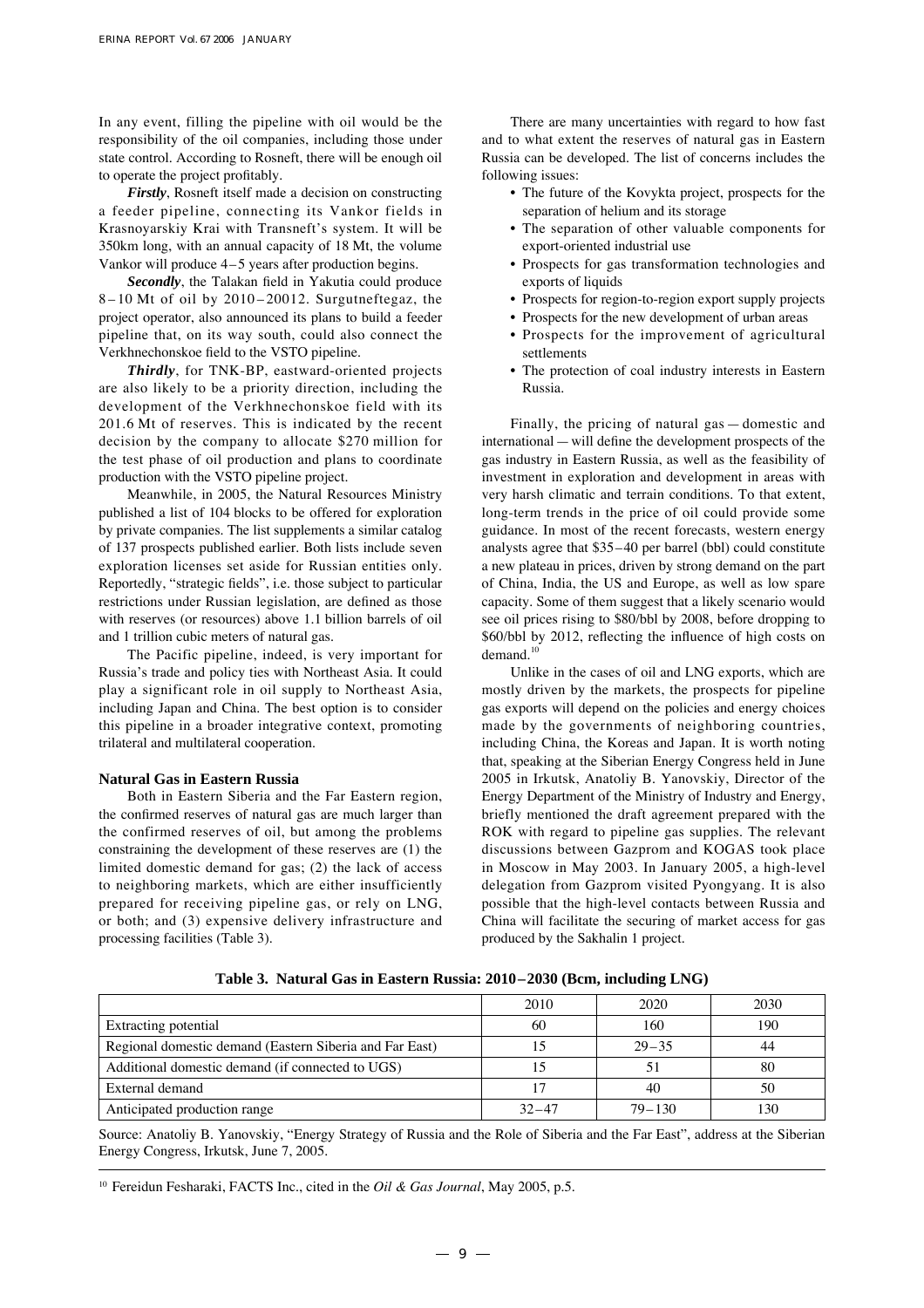In any event, filling the pipeline with oil would be the responsibility of the oil companies, including those under state control. According to Rosneft, there will be enough oil to operate the project profitably.

***Firstly***, Rosneft itself made a decision on constructing a feeder pipeline, connecting its Vankor fields in Krasnoyarskiy Krai with Transneft's system. It will be 350km long, with an annual capacity of 18 Mt, the volume Vankor will produce 4–5 years after production begins.

***Secondly***, the Talakan field in Yakutia could produce 8–10 Mt of oil by 2010–20012. Surgutneftegaz, the project operator, also announced its plans to build a feeder pipeline that, on its way south, could also connect the Verkhnechonskoe field to the VSTO pipeline.

***Thirdly***, for TNK-BP, eastward-oriented projects are also likely to be a priority direction, including the development of the Verkhnechonskoe field with its 201.6 Mt of reserves. This is indicated by the recent decision by the company to allocate $270 million for the test phase of oil production and plans to coordinate production with the VSTO pipeline project.

Meanwhile, in 2005, the Natural Resources Ministry published a list of 104 blocks to be offered for exploration by private companies. The list supplements a similar catalog of 137 prospects published earlier. Both lists include seven exploration licenses set aside for Russian entities only. Reportedly, "strategic fields", i.e. those subject to particular restrictions under Russian legislation, are defined as those with reserves (or resources) above 1.1 billion barrels of oil and 1 trillion cubic meters of natural gas.

The Pacific pipeline, indeed, is very important for Russia's trade and policy ties with Northeast Asia. It could play a significant role in oil supply to Northeast Asia, including Japan and China. The best option is to consider this pipeline in a broader integrative context, promoting trilateral and multilateral cooperation.

### Natural Gas in Eastern Russia

Both in Eastern Siberia and the Far Eastern region, the confirmed reserves of natural gas are much larger than the confirmed reserves of oil, but among the problems constraining the development of these reserves are (1) the limited domestic demand for gas; (2) the lack of access to neighboring markets, which are either insufficiently prepared for receiving pipeline gas, or rely on LNG, or both; and (3) expensive delivery infrastructure and processing facilities (Table 3).

There are many uncertainties with regard to how fast and to what extent the reserves of natural gas in Eastern Russia can be developed. The list of concerns includes the following issues:

- The future of the Kovykta project, prospects for the separation of helium and its storage
- The separation of other valuable components for export-oriented industrial use
- Prospects for gas transformation technologies and exports of liquids
- Prospects for region-to-region export supply projects
- Prospects for the new development of urban areas
- Prospects for the improvement of agricultural settlements
- The protection of coal industry interests in Eastern Russia.

Finally, the pricing of natural gas — domestic and international — will define the development prospects of the gas industry in Eastern Russia, as well as the feasibility of investment in exploration and development in areas with very harsh climatic and terrain conditions. To that extent, long-term trends in the price of oil could provide some guidance. In most of the recent forecasts, western energy analysts agree that $35–40 per barrel (bbl) could constitute a new plateau in prices, driven by strong demand on the part of China, India, the US and Europe, as well as low spare capacity. Some of them suggest that a likely scenario would see oil prices rising to $80/bbl by 2008, before dropping to $60/bbl by 2012, reflecting the influence of high costs on demand.[10]

Unlike in the cases of oil and LNG exports, which are mostly driven by the markets, the prospects for pipeline gas exports will depend on the policies and energy choices made by the governments of neighboring countries, including China, the Koreas and Japan. It is worth noting that, speaking at the Siberian Energy Congress held in June 2005 in Irkutsk, Anatoliy B. Yanovskiy, Director of the Energy Department of the Ministry of Industry and Energy, briefly mentioned the draft agreement prepared with the ROK with regard to pipeline gas supplies. The relevant discussions between Gazprom and KOGAS took place in Moscow in May 2003. In January 2005, a high-level delegation from Gazprom visited Pyongyang. It is also possible that the high-level contacts between Russia and China will facilitate the securing of market access for gas produced by the Sakhalin 1 project.

**Table 3. Natural Gas in Eastern Russia: 2010–2030 (Bcm, including LNG)**

| | 2010 | 2020 | 2030 |
|---|---|---|---|
| Extracting potential | 60 | 160 | 190 |
| Regional domestic demand (Eastern Siberia and Far East) | 15 | 29–35 | 44 |
| Additional domestic demand (if connected to UGS) | 15 | 51 | 80 |
| External demand | 17 | 40 | 50 |
| Anticipated production range | 32–47 | 79–130 | 130 |

Source: Anatoliy B. Yanovskiy, "Energy Strategy of Russia and the Role of Siberia and the Far East", address at the Siberian Energy Congress, Irkutsk, June 7, 2005.

[10] Fereidun Fesharaki, FACTS Inc., cited in the *Oil & Gas Journal*, May 2005, p.5.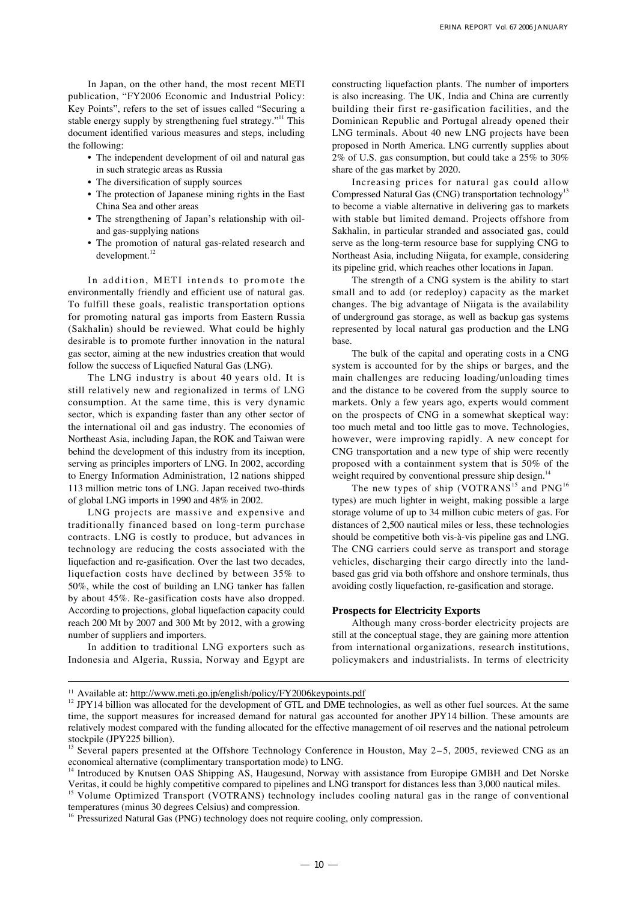In Japan, on the other hand, the most recent METI publication, "FY2006 Economic and Industrial Policy: Key Points", refers to the set of issues called "Securing a stable energy supply by strengthening fuel strategy."[11] This document identified various measures and steps, including the following:

- The independent development of oil and natural gas in such strategic areas as Russia
- The diversification of supply sources
- The protection of Japanese mining rights in the East China Sea and other areas
- The strengthening of Japan's relationship with oil- and gas-supplying nations
- The promotion of natural gas-related research and development.[12]

In addition, METI intends to promote the environmentally friendly and efficient use of natural gas. To fulfill these goals, realistic transportation options for promoting natural gas imports from Eastern Russia (Sakhalin) should be reviewed. What could be highly desirable is to promote further innovation in the natural gas sector, aiming at the new industries creation that would follow the success of Liquefied Natural Gas (LNG).

The LNG industry is about 40 years old. It is still relatively new and regionalized in terms of LNG consumption. At the same time, this is very dynamic sector, which is expanding faster than any other sector of the international oil and gas industry. The economies of Northeast Asia, including Japan, the ROK and Taiwan were behind the development of this industry from its inception, serving as principles importers of LNG. In 2002, according to Energy Information Administration, 12 nations shipped 113 million metric tons of LNG. Japan received two-thirds of global LNG imports in 1990 and 48% in 2002.

LNG projects are massive and expensive and traditionally financed based on long-term purchase contracts. LNG is costly to produce, but advances in technology are reducing the costs associated with the liquefaction and re-gasification. Over the last two decades, liquefaction costs have declined by between 35% to 50%, while the cost of building an LNG tanker has fallen by about 45%. Re-gasification costs have also dropped. According to projections, global liquefaction capacity could reach 200 Mt by 2007 and 300 Mt by 2012, with a growing number of suppliers and importers.

In addition to traditional LNG exporters such as Indonesia and Algeria, Russia, Norway and Egypt are constructing liquefaction plants. The number of importers is also increasing. The UK, India and China are currently building their first re-gasification facilities, and the Dominican Republic and Portugal already opened their LNG terminals. About 40 new LNG projects have been proposed in North America. LNG currently supplies about 2% of U.S. gas consumption, but could take a 25% to 30% share of the gas market by 2020.

Increasing prices for natural gas could allow Compressed Natural Gas (CNG) transportation technology[13] to become a viable alternative in delivering gas to markets with stable but limited demand. Projects offshore from Sakhalin, in particular stranded and associated gas, could serve as the long-term resource base for supplying CNG to Northeast Asia, including Niigata, for example, considering its pipeline grid, which reaches other locations in Japan.

The strength of a CNG system is the ability to start small and to add (or redeploy) capacity as the market changes. The big advantage of Niigata is the availability of underground gas storage, as well as backup gas systems represented by local natural gas production and the LNG base.

The bulk of the capital and operating costs in a CNG system is accounted for by the ships or barges, and the main challenges are reducing loading/unloading times and the distance to be covered from the supply source to markets. Only a few years ago, experts would comment on the prospects of CNG in a somewhat skeptical way: too much metal and too little gas to move. Technologies, however, were improving rapidly. A new concept for CNG transportation and a new type of ship were recently proposed with a containment system that is 50% of the weight required by conventional pressure ship design.[14]

The new types of ship (VOTRANS[15] and PNG[16] types) are much lighter in weight, making possible a large storage volume of up to 34 million cubic meters of gas. For distances of 2,500 nautical miles or less, these technologies should be competitive both vis-à-vis pipeline gas and LNG. The CNG carriers could serve as transport and storage vehicles, discharging their cargo directly into the land-based gas grid via both offshore and onshore terminals, thus avoiding costly liquefaction, re-gasification and storage.

### Prospects for Electricity Exports

Although many cross-border electricity projects are still at the conceptual stage, they are gaining more attention from international organizations, research institutions, policymakers and industrialists. In terms of electricity

---

[11] Available at: http://www.meti.go.jp/english/policy/FY2006keypoints.pdf

[12] JPY14 billion was allocated for the development of GTL and DME technologies, as well as other fuel sources. At the same time, the support measures for increased demand for natural gas accounted for another JPY14 billion. These amounts are relatively modest compared with the funding allocated for the effective management of oil reserves and the national petroleum stockpile (JPY225 billion).

[13] Several papers presented at the Offshore Technology Conference in Houston, May 2–5, 2005, reviewed CNG as an economical alternative (complimentary transportation mode) to LNG.

[14] Introduced by Knutsen OAS Shipping AS, Haugesund, Norway with assistance from Europipe GMBH and Det Norske Veritas, it could be highly competitive compared to pipelines and LNG transport for distances less than 3,000 nautical miles.

[15] Volume Optimized Transport (VOTRANS) technology includes cooling natural gas in the range of conventional temperatures (minus 30 degrees Celsius) and compression.

[16] Pressurized Natural Gas (PNG) technology does not require cooling, only compression.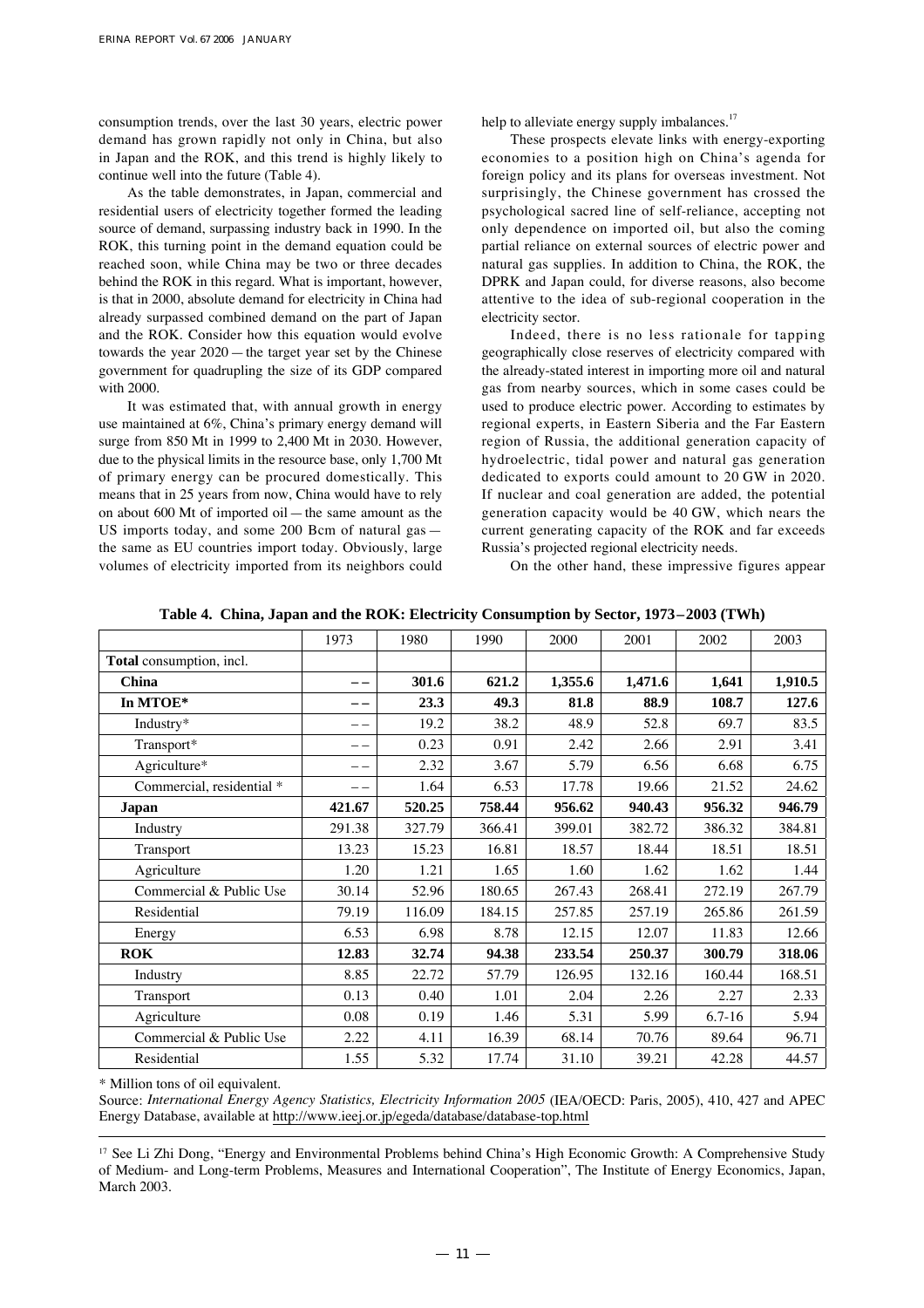consumption trends, over the last 30 years, electric power demand has grown rapidly not only in China, but also in Japan and the ROK, and this trend is highly likely to continue well into the future (Table 4).

As the table demonstrates, in Japan, commercial and residential users of electricity together formed the leading source of demand, surpassing industry back in 1990. In the ROK, this turning point in the demand equation could be reached soon, while China may be two or three decades behind the ROK in this regard. What is important, however, is that in 2000, absolute demand for electricity in China had already surpassed combined demand on the part of Japan and the ROK. Consider how this equation would evolve towards the year 2020 — the target year set by the Chinese government for quadrupling the size of its GDP compared with 2000.

It was estimated that, with annual growth in energy use maintained at 6%, China's primary energy demand will surge from 850 Mt in 1999 to 2,400 Mt in 2030. However, due to the physical limits in the resource base, only 1,700 Mt of primary energy can be procured domestically. This means that in 25 years from now, China would have to rely on about 600 Mt of imported oil — the same amount as the US imports today, and some 200 Bcm of natural gas — the same as EU countries import today. Obviously, large volumes of electricity imported from its neighbors could help to alleviate energy supply imbalances.[17]

These prospects elevate links with energy-exporting economies to a position high on China's agenda for foreign policy and its plans for overseas investment. Not surprisingly, the Chinese government has crossed the psychological sacred line of self-reliance, accepting not only dependence on imported oil, but also the coming partial reliance on external sources of electric power and natural gas supplies. In addition to China, the ROK, the DPRK and Japan could, for diverse reasons, also become attentive to the idea of sub-regional cooperation in the electricity sector.

Indeed, there is no less rationale for tapping geographically close reserves of electricity compared with the already-stated interest in importing more oil and natural gas from nearby sources, which in some cases could be used to produce electric power. According to estimates by regional experts, in Eastern Siberia and the Far Eastern region of Russia, the additional generation capacity of hydroelectric, tidal power and natural gas generation dedicated to exports could amount to 20 GW in 2020. If nuclear and coal generation are added, the potential generation capacity would be 40 GW, which nears the current generating capacity of the ROK and far exceeds Russia's projected regional electricity needs.

On the other hand, these impressive figures appear

**Table 4. China, Japan and the ROK: Electricity Consumption by Sector, 1973–2003 (TWh)**

| | 1973 | 1980 | 1990 | 2000 | 2001 | 2002 | 2003 |
|---|---|---|---|---|---|---|---|
| **Total** consumption, incl. | | | | | | | |
| **China** | **– –** | **301.6** | **621.2** | **1,355.6** | **1,471.6** | **1,641** | **1,910.5** |
| **In MTOE*** | **– –** | **23.3** | **49.3** | **81.8** | **88.9** | **108.7** | **127.6** |
| Industry* | – – | 19.2 | 38.2 | 48.9 | 52.8 | 69.7 | 83.5 |
| Transport* | – – | 0.23 | 0.91 | 2.42 | 2.66 | 2.91 | 3.41 |
| Agriculture* | – – | 2.32 | 3.67 | 5.79 | 6.56 | 6.68 | 6.75 |
| Commercial, residential * | – – | 1.64 | 6.53 | 17.78 | 19.66 | 21.52 | 24.62 |
| **Japan** | **421.67** | **520.25** | **758.44** | **956.62** | **940.43** | **956.32** | **946.79** |
| Industry | 291.38 | 327.79 | 366.41 | 399.01 | 382.72 | 386.32 | 384.81 |
| Transport | 13.23 | 15.23 | 16.81 | 18.57 | 18.44 | 18.51 | 18.51 |
| Agriculture | 1.20 | 1.21 | 1.65 | 1.60 | 1.62 | 1.62 | 1.44 |
| Commercial & Public Use | 30.14 | 52.96 | 180.65 | 267.43 | 268.41 | 272.19 | 267.79 |
| Residential | 79.19 | 116.09 | 184.15 | 257.85 | 257.19 | 265.86 | 261.59 |
| Energy | 6.53 | 6.98 | 8.78 | 12.15 | 12.07 | 11.83 | 12.66 |
| **ROK** | **12.83** | **32.74** | **94.38** | **233.54** | **250.37** | **300.79** | **318.06** |
| Industry | 8.85 | 22.72 | 57.79 | 126.95 | 132.16 | 160.44 | 168.51 |
| Transport | 0.13 | 0.40 | 1.01 | 2.04 | 2.26 | 2.27 | 2.33 |
| Agriculture | 0.08 | 0.19 | 1.46 | 5.31 | 5.99 | 6.7-16 | 5.94 |
| Commercial & Public Use | 2.22 | 4.11 | 16.39 | 68.14 | 70.76 | 89.64 | 96.71 |
| Residential | 1.55 | 5.32 | 17.74 | 31.10 | 39.21 | 42.28 | 44.57 |

* Million tons of oil equivalent.

Source: *International Energy Agency Statistics, Electricity Information 2005* (IEA/OECD: Paris, 2005), 410, 427 and APEC Energy Database, available at http://www.ieej.or.jp/egeda/database/database-top.html

[17] See Li Zhi Dong, "Energy and Environmental Problems behind China's High Economic Growth: A Comprehensive Study of Medium- and Long-term Problems, Measures and International Cooperation", The Institute of Energy Economics, Japan, March 2003.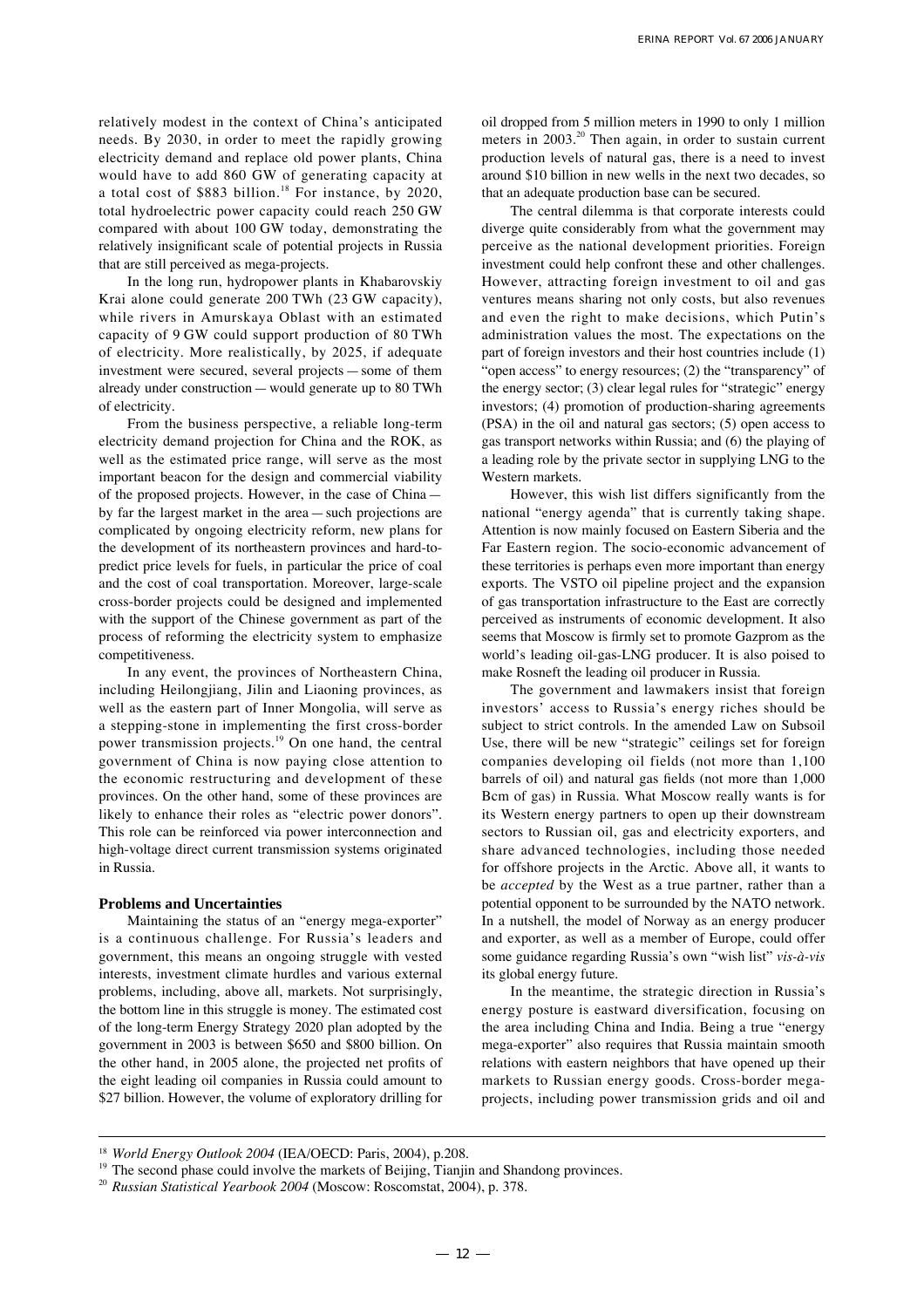relatively modest in the context of China's anticipated needs. By 2030, in order to meet the rapidly growing electricity demand and replace old power plants, China would have to add 860 GW of generating capacity at a total cost of $883 billion.[18] For instance, by 2020, total hydroelectric power capacity could reach 250 GW compared with about 100 GW today, demonstrating the relatively insignificant scale of potential projects in Russia that are still perceived as mega-projects.

In the long run, hydropower plants in Khabarovskiy Krai alone could generate 200 TWh (23 GW capacity), while rivers in Amurskaya Oblast with an estimated capacity of 9 GW could support production of 80 TWh of electricity. More realistically, by 2025, if adequate investment were secured, several projects — some of them already under construction — would generate up to 80 TWh of electricity.

From the business perspective, a reliable long-term electricity demand projection for China and the ROK, as well as the estimated price range, will serve as the most important beacon for the design and commercial viability of the proposed projects. However, in the case of China — by far the largest market in the area — such projections are complicated by ongoing electricity reform, new plans for the development of its northeastern provinces and hard-to-predict price levels for fuels, in particular the price of coal and the cost of coal transportation. Moreover, large-scale cross-border projects could be designed and implemented with the support of the Chinese government as part of the process of reforming the electricity system to emphasize competitiveness.

In any event, the provinces of Northeastern China, including Heilongjiang, Jilin and Liaoning provinces, as well as the eastern part of Inner Mongolia, will serve as a stepping-stone in implementing the first cross-border power transmission projects.[19] On one hand, the central government of China is now paying close attention to the economic restructuring and development of these provinces. On the other hand, some of these provinces are likely to enhance their roles as "electric power donors". This role can be reinforced via power interconnection and high-voltage direct current transmission systems originated in Russia.

## Problems and Uncertainties

Maintaining the status of an "energy mega-exporter" is a continuous challenge. For Russia's leaders and government, this means an ongoing struggle with vested interests, investment climate hurdles and various external problems, including, above all, markets. Not surprisingly, the bottom line in this struggle is money. The estimated cost of the long-term Energy Strategy 2020 plan adopted by the government in 2003 is between $650 and $800 billion. On the other hand, in 2005 alone, the projected net profits of the eight leading oil companies in Russia could amount to $27 billion. However, the volume of exploratory drilling for oil dropped from 5 million meters in 1990 to only 1 million meters in 2003.[20] Then again, in order to sustain current production levels of natural gas, there is a need to invest around $10 billion in new wells in the next two decades, so that an adequate production base can be secured.

The central dilemma is that corporate interests could diverge quite considerably from what the government may perceive as the national development priorities. Foreign investment could help confront these and other challenges. However, attracting foreign investment to oil and gas ventures means sharing not only costs, but also revenues and even the right to make decisions, which Putin's administration values the most. The expectations on the part of foreign investors and their host countries include (1) "open access" to energy resources; (2) the "transparency" of the energy sector; (3) clear legal rules for "strategic" energy investors; (4) promotion of production-sharing agreements (PSA) in the oil and natural gas sectors; (5) open access to gas transport networks within Russia; and (6) the playing of a leading role by the private sector in supplying LNG to the Western markets.

However, this wish list differs significantly from the national "energy agenda" that is currently taking shape. Attention is now mainly focused on Eastern Siberia and the Far Eastern region. The socio-economic advancement of these territories is perhaps even more important than energy exports. The VSTO oil pipeline project and the expansion of gas transportation infrastructure to the East are correctly perceived as instruments of economic development. It also seems that Moscow is firmly set to promote Gazprom as the world's leading oil-gas-LNG producer. It is also poised to make Rosneft the leading oil producer in Russia.

The government and lawmakers insist that foreign investors' access to Russia's energy riches should be subject to strict controls. In the amended Law on Subsoil Use, there will be new "strategic" ceilings set for foreign companies developing oil fields (not more than 1,100 barrels of oil) and natural gas fields (not more than 1,000 Bcm of gas) in Russia. What Moscow really wants is for its Western energy partners to open up their downstream sectors to Russian oil, gas and electricity exporters, and share advanced technologies, including those needed for offshore projects in the Arctic. Above all, it wants to be *accepted* by the West as a true partner, rather than a potential opponent to be surrounded by the NATO network. In a nutshell, the model of Norway as an energy producer and exporter, as well as a member of Europe, could offer some guidance regarding Russia's own "wish list" *vis-à-vis* its global energy future.

In the meantime, the strategic direction in Russia's energy posture is eastward diversification, focusing on the area including China and India. Being a true "energy mega-exporter" also requires that Russia maintain smooth relations with eastern neighbors that have opened up their markets to Russian energy goods. Cross-border mega-projects, including power transmission grids and oil and

---

[18] *World Energy Outlook 2004* (IEA/OECD: Paris, 2004), p.208.

[19] The second phase could involve the markets of Beijing, Tianjin and Shandong provinces.

[20] *Russian Statistical Yearbook 2004* (Moscow: Roscomstat, 2004), p. 378.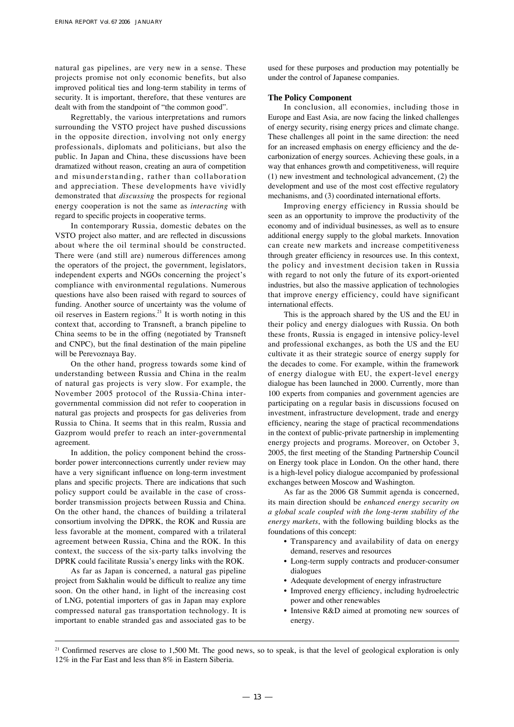natural gas pipelines, are very new in a sense. These projects promise not only economic benefits, but also improved political ties and long-term stability in terms of security. It is important, therefore, that these ventures are dealt with from the standpoint of "the common good".

Regrettably, the various interpretations and rumors surrounding the VSTO project have pushed discussions in the opposite direction, involving not only energy professionals, diplomats and politicians, but also the public. In Japan and China, these discussions have been dramatized without reason, creating an aura of competition and misunderstanding, rather than collaboration and appreciation. These developments have vividly demonstrated that *discussing* the prospects for regional energy cooperation is not the same as *interacting* with regard to specific projects in cooperative terms.

In contemporary Russia, domestic debates on the VSTO project also matter, and are reflected in discussions about where the oil terminal should be constructed. There were (and still are) numerous differences among the operators of the project, the government, legislators, independent experts and NGOs concerning the project's compliance with environmental regulations. Numerous questions have also been raised with regard to sources of funding. Another source of uncertainty was the volume of oil reserves in Eastern regions.[21] It is worth noting in this context that, according to Transneft, a branch pipeline to China seems to be in the offing (negotiated by Transneft and CNPC), but the final destination of the main pipeline will be Perevoznaya Bay.

On the other hand, progress towards some kind of understanding between Russia and China in the realm of natural gas projects is very slow. For example, the November 2005 protocol of the Russia-China inter-governmental commission did not refer to cooperation in natural gas projects and prospects for gas deliveries from Russia to China. It seems that in this realm, Russia and Gazprom would prefer to reach an inter-governmental agreement.

In addition, the policy component behind the cross-border power interconnections currently under review may have a very significant influence on long-term investment plans and specific projects. There are indications that such policy support could be available in the case of cross-border transmission projects between Russia and China. On the other hand, the chances of building a trilateral consortium involving the DPRK, the ROK and Russia are less favorable at the moment, compared with a trilateral agreement between Russia, China and the ROK. In this context, the success of the six-party talks involving the DPRK could facilitate Russia's energy links with the ROK.

As far as Japan is concerned, a natural gas pipeline project from Sakhalin would be difficult to realize any time soon. On the other hand, in light of the increasing cost of LNG, potential importers of gas in Japan may explore compressed natural gas transportation technology. It is important to enable stranded gas and associated gas to be used for these purposes and production may potentially be under the control of Japanese companies.

### The Policy Component

In conclusion, all economies, including those in Europe and East Asia, are now facing the linked challenges of energy security, rising energy prices and climate change. These challenges all point in the same direction: the need for an increased emphasis on energy efficiency and the de-carbonization of energy sources. Achieving these goals, in a way that enhances growth and competitiveness, will require (1) new investment and technological advancement, (2) the development and use of the most cost effective regulatory mechanisms, and (3) coordinated international efforts.

Improving energy efficiency in Russia should be seen as an opportunity to improve the productivity of the economy and of individual businesses, as well as to ensure additional energy supply to the global markets. Innovation can create new markets and increase competitiveness through greater efficiency in resources use. In this context, the policy and investment decision taken in Russia with regard to not only the future of its export-oriented industries, but also the massive application of technologies that improve energy efficiency, could have significant international effects.

This is the approach shared by the US and the EU in their policy and energy dialogues with Russia. On both these fronts, Russia is engaged in intensive policy-level and professional exchanges, as both the US and the EU cultivate it as their strategic source of energy supply for the decades to come. For example, within the framework of energy dialogue with EU, the expert-level energy dialogue has been launched in 2000. Currently, more than 100 experts from companies and government agencies are participating on a regular basis in discussions focused on investment, infrastructure development, trade and energy efficiency, nearing the stage of practical recommendations in the context of public-private partnership in implementing energy projects and programs. Moreover, on October 3, 2005, the first meeting of the Standing Partnership Council on Energy took place in London. On the other hand, there is a high-level policy dialogue accompanied by professional exchanges between Moscow and Washington.

As far as the 2006 G8 Summit agenda is concerned, its main direction should be *enhanced energy security on a global scale coupled with the long-term stability of the energy markets*, with the following building blocks as the foundations of this concept:

- Transparency and availability of data on energy demand, reserves and resources
- Long-term supply contracts and producer-consumer dialogues
- Adequate development of energy infrastructure
- Improved energy efficiency, including hydroelectric power and other renewables
- Intensive R&D aimed at promoting new sources of energy.

---

[21] Confirmed reserves are close to 1,500 Mt. The good news, so to speak, is that the level of geological exploration is only 12% in the Far East and less than 8% in Eastern Siberia.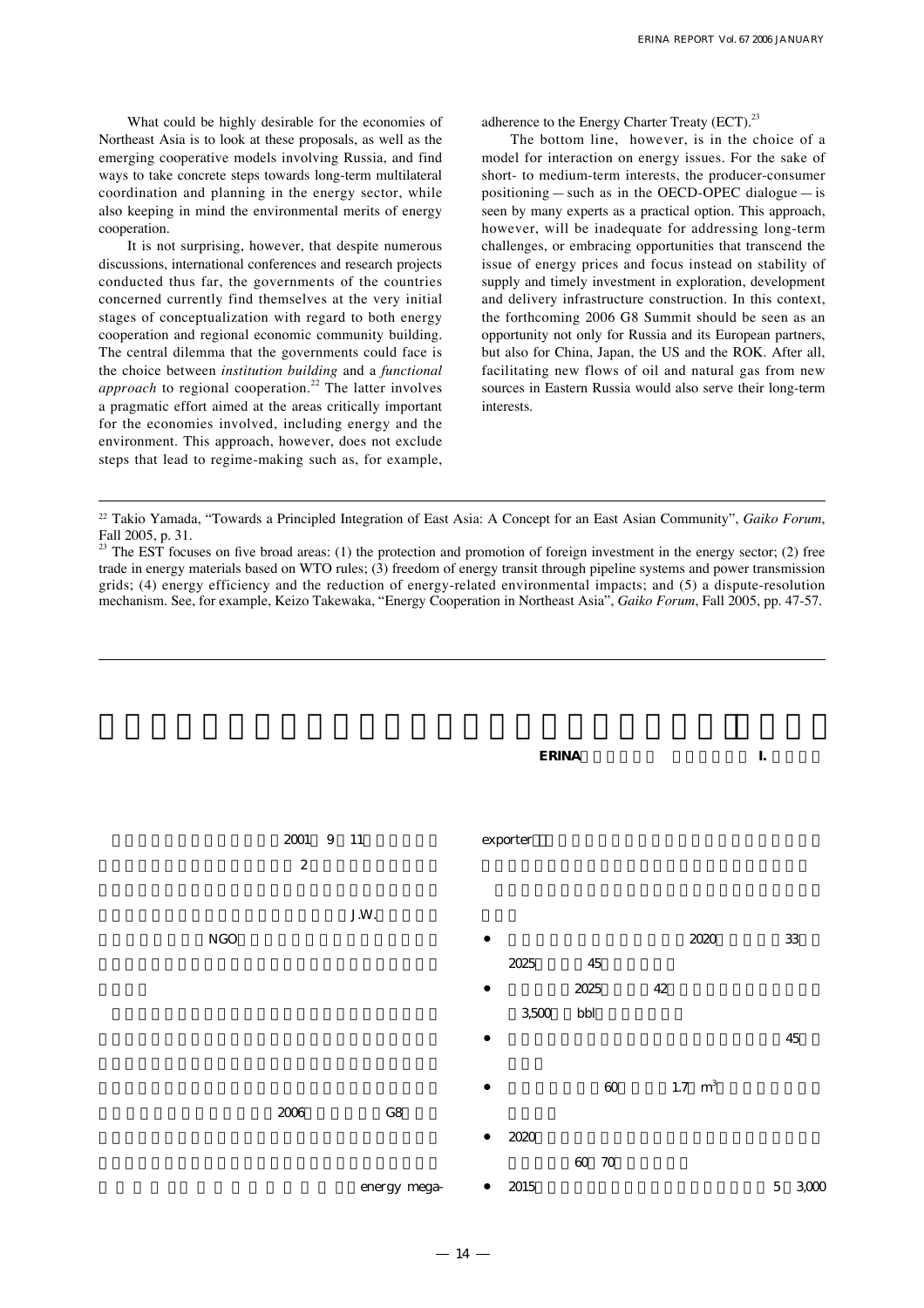What could be highly desirable for the economies of Northeast Asia is to look at these proposals, as well as the emerging cooperative models involving Russia, and find ways to take concrete steps towards long-term multilateral coordination and planning in the energy sector, while also keeping in mind the environmental merits of energy cooperation.

It is not surprising, however, that despite numerous discussions, international conferences and research projects conducted thus far, the governments of the countries concerned currently find themselves at the very initial stages of conceptualization with regard to both energy cooperation and regional economic community building. The central dilemma that the governments could face is the choice between *institution building* and a *functional approach* to regional cooperation.[22] The latter involves a pragmatic effort aimed at the areas critically important for the economies involved, including energy and the environment. This approach, however, does not exclude steps that lead to regime-making such as, for example, adherence to the Energy Charter Treaty (ECT).[23]

The bottom line, however, is in the choice of a model for interaction on energy issues. For the sake of short- to medium-term interests, the producer-consumer positioning — such as in the OECD-OPEC dialogue — is seen by many experts as a practical option. This approach, however, will be inadequate for addressing long-term challenges, or embracing opportunities that transcend the issue of energy prices and focus instead on stability of supply and timely investment in exploration, development and delivery infrastructure construction. In this context, the forthcoming 2006 G8 Summit should be seen as an opportunity not only for Russia and its European partners, but also for China, Japan, the US and the ROK. After all, facilitating new flows of oil and natural gas from new sources in Eastern Russia would also serve their long-term interests.

---

[22] Takio Yamada, "Towards a Principled Integration of East Asia: A Concept for an East Asian Community", *Gaiko Forum*, Fall 2005, p. 31.

[23] The EST focuses on five broad areas: (1) the protection and promotion of foreign investment in the energy sector; (2) free trade in energy materials based on WTO rules; (3) freedom of energy transit through pipeline systems and power transmission grids; (4) energy efficiency and the reduction of energy-related environmental impacts; and (5) a dispute-resolution mechanism. See, for example, Keizo Takewaka, "Energy Cooperation in Northeast Asia", *Gaiko Forum*, Fall 2005, pp. 47-57.

---

**ERINA** I.

2001 9 11 2

J.W.

NGO

2006 G8

energy mega-exporter

- 2020 33 2025 45
- 2025 42 3,500 bbl
- 45
- 60 1.7 m$^3$
- 2020 60 70
- 2015 5 3,000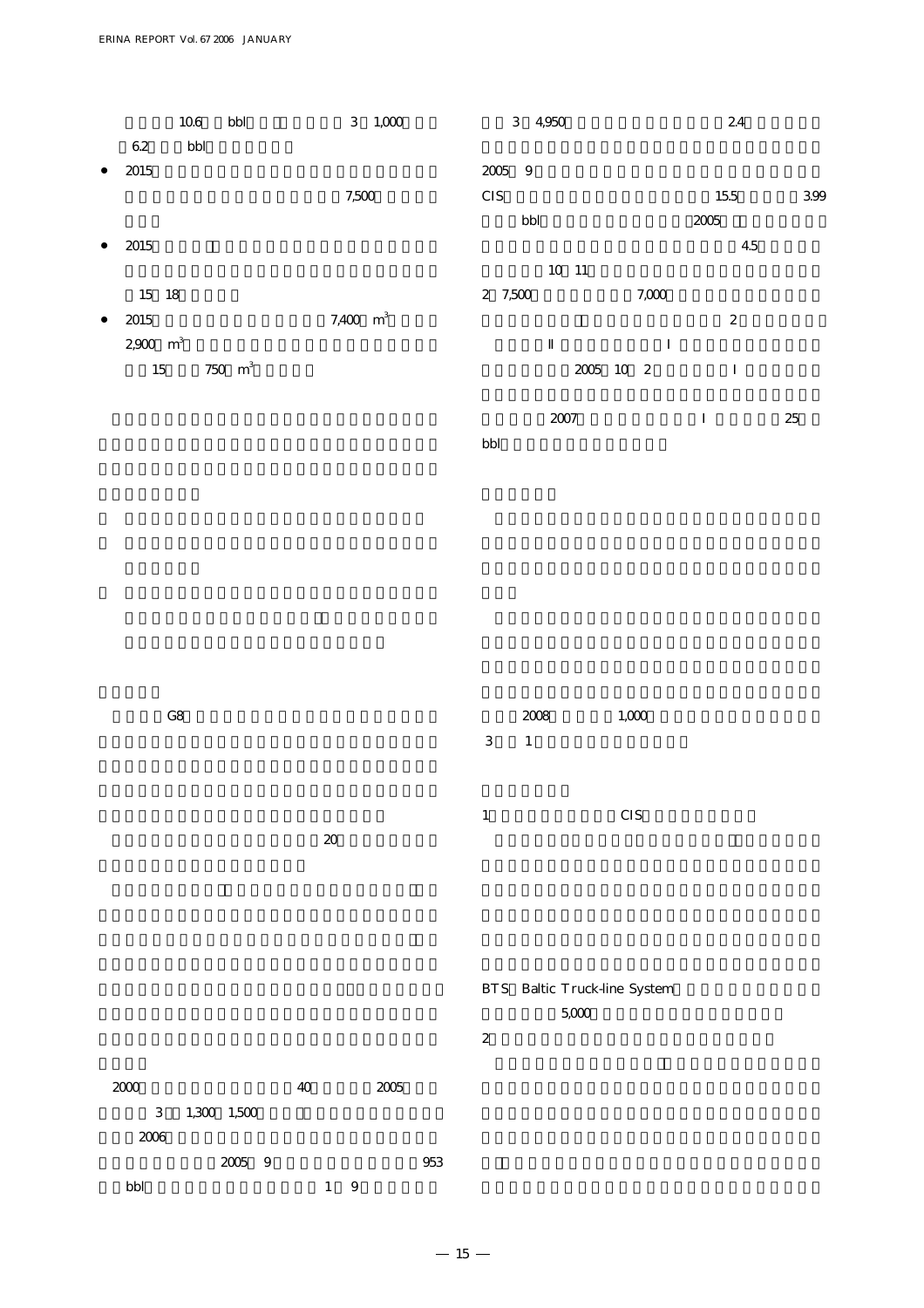10.6 bbl 3 1,000
6.2 bbl

- 2015
  7,500
- 2015
  15 18
- 2015 7,400 $m^3$
  2,900 $m^3$
  15 750 $m^3$

G8

20

2000 40 2005
3 1,300 1,500
2006
2005 9 953
bbl 1 9

3 4,950 2.4

2005 9
CIS 15.5 3.99
bbl 2005
4.5
10 11
2 7,500 7,000
2
II I
2005 10 2 I

2007 I 25
bbl

2008 1,000
3 1

1 CIS

BTS Baltic Truck-line System
5,000
2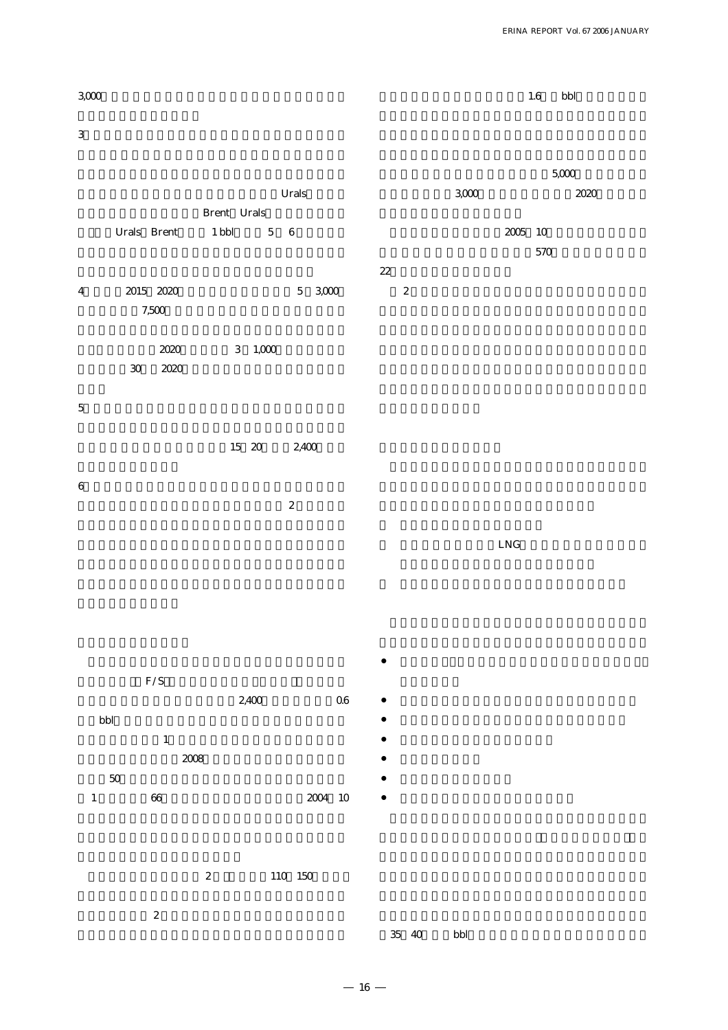3,000

3

Urals

Brent Urals

Urals Brent 1 bbl 5 6

4 2015 2020 5 3,000

7,500

2020 3 1,000

30 2020

5

15 20 2,400

6

2

F/S

2,400 0.6

bbl

1

2008

50

1 66 2004 10

2 110 150

2

1.6 bbl

5,000

3,000 2020

2005 10

570

22

2

LNG

●

●

●

●

●

●

35 40 bbl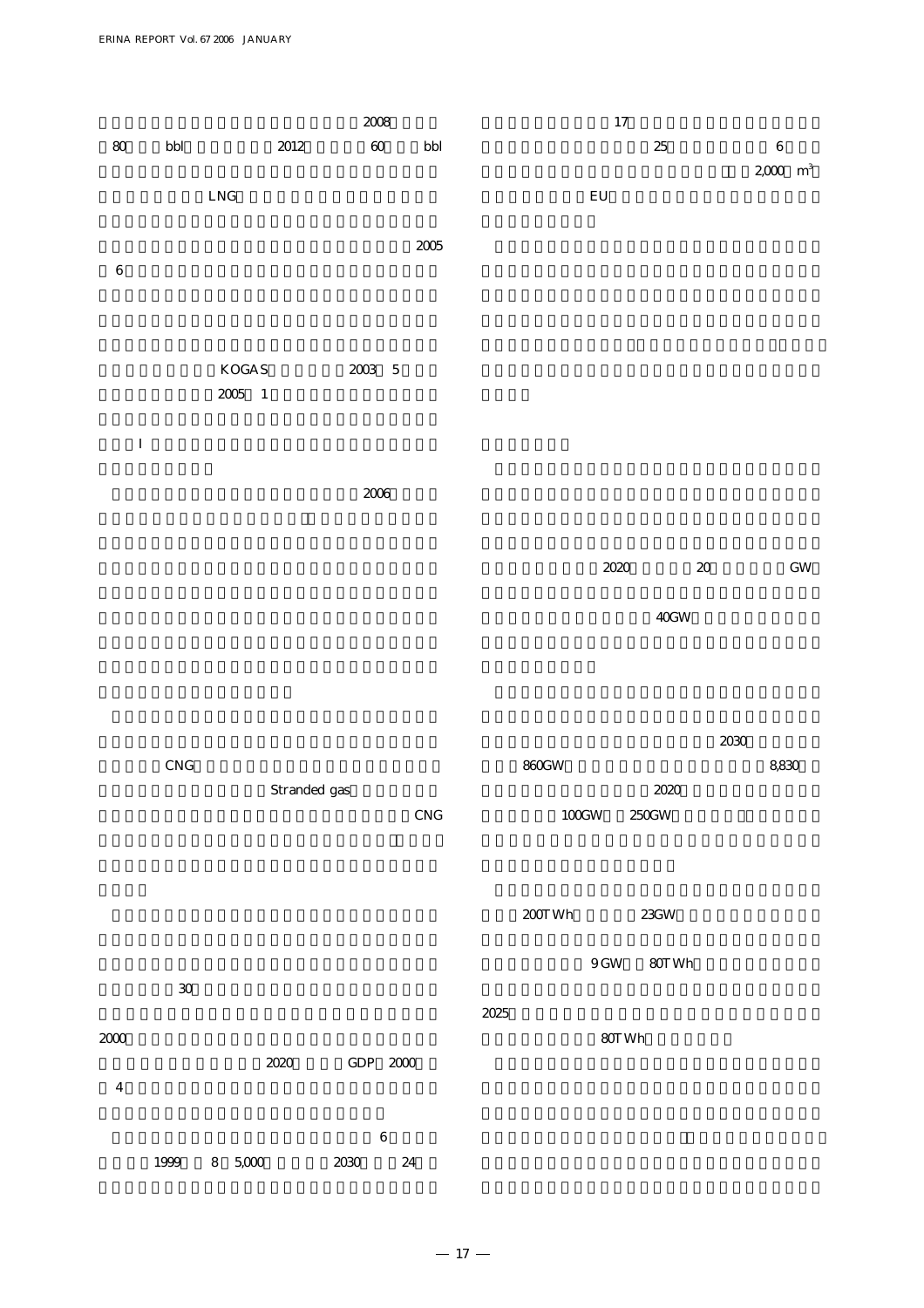2008

80 bbl 2012 60 bbl

LNG

2005

6

KOGAS 2003 5

2005 1

I

2006

CNG

Stranded gas

CNG

30

2000

2020 GDP 2000

4

6

1999 8 5,000 2030 24

17

25 6

2,000 $m^3$

EU

2020 20 GW

40GW

2030

860GW 8,830

2020

100GW 250GW

200TWh 23GW

9GW 80TWh

2025

80TWh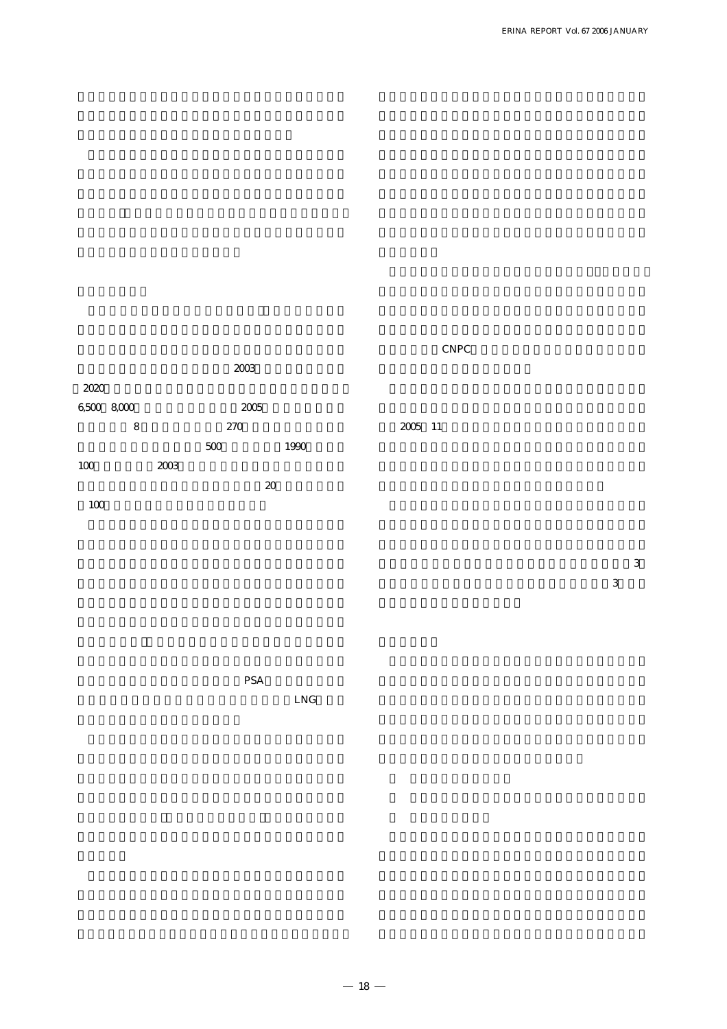2003

2020

6,500 8,000 2005

8 270

500 1990

100 2003

20

100

PSA

LNG

CNPC

2005 11

3

3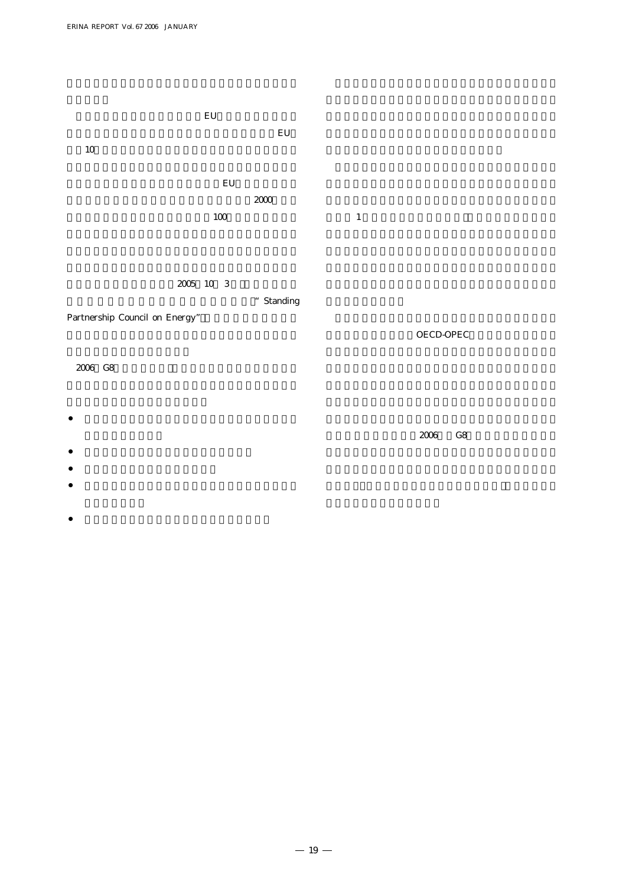EU

EU

10

EU

2000

100

2005 10 3

"Standing Partnership Council on Energy"

2006 G8

- 
- 
- 
- 
- 

1

OECD-OPEC

2006 G8